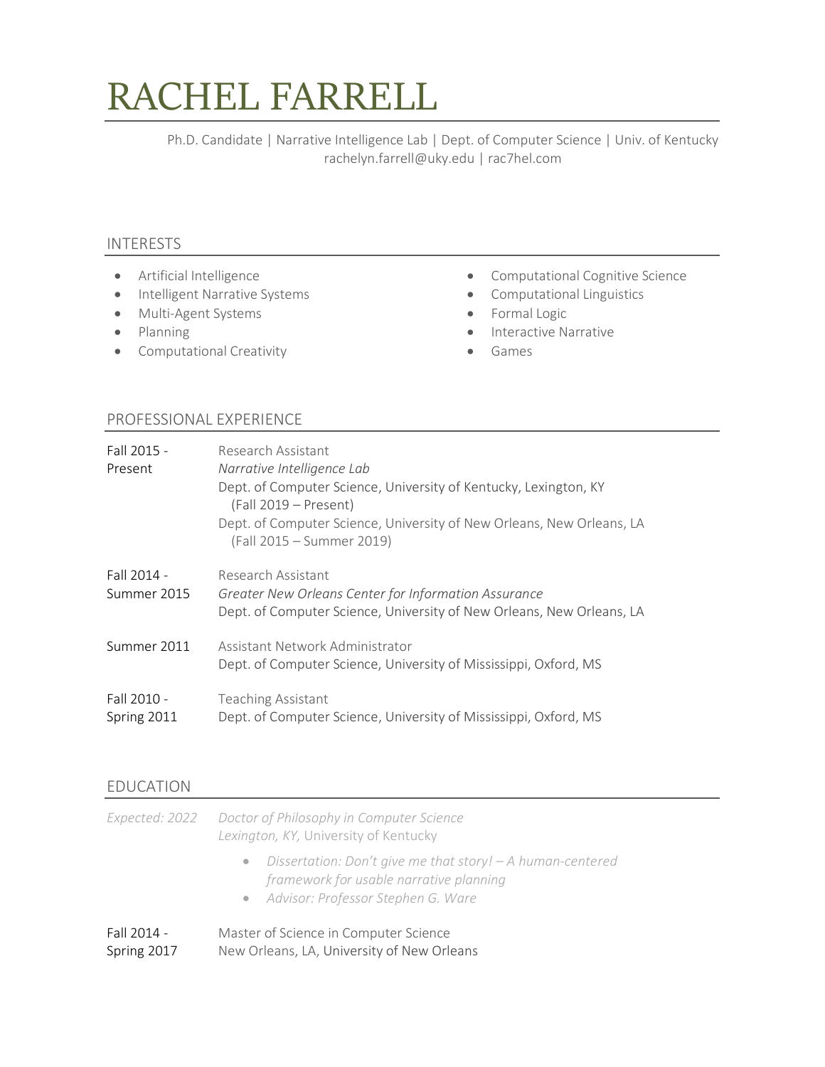# RACHEL FARRELL

Ph.D. Candidate | Narrative Intelligence Lab | Dept. of Computer Science | Univ. of Kentucky
rachelyn.farrell@uky.edu | rac7hel.com

## INTERESTS

- Artificial Intelligence
- Intelligent Narrative Systems
- Multi-Agent Systems
- Planning
- Computational Creativity
- Computational Cognitive Science
- Computational Linguistics
- Formal Logic
- Interactive Narrative
- Games

## PROFESSIONAL EXPERIENCE

**Fall 2015 - Present**
Research Assistant
*Narrative Intelligence Lab*
Dept. of Computer Science, University of Kentucky, Lexington, KY (Fall 2019 – Present)
Dept. of Computer Science, University of New Orleans, New Orleans, LA (Fall 2015 – Summer 2019)

**Fall 2014 - Summer 2015**
Research Assistant
*Greater New Orleans Center for Information Assurance*
Dept. of Computer Science, University of New Orleans, New Orleans, LA

**Summer 2011**
Assistant Network Administrator
Dept. of Computer Science, University of Mississippi, Oxford, MS

**Fall 2010 - Spring 2011**
Teaching Assistant
Dept. of Computer Science, University of Mississippi, Oxford, MS

## EDUCATION

*Expected: 2022*
*Doctor of Philosophy in Computer Science*
*Lexington, KY,* University of Kentucky

- *Dissertation: Don't give me that story! – A human-centered framework for usable narrative planning*
- *Advisor: Professor Stephen G. Ware*

**Fall 2014 - Spring 2017**
Master of Science in Computer Science
New Orleans, LA, University of New Orleans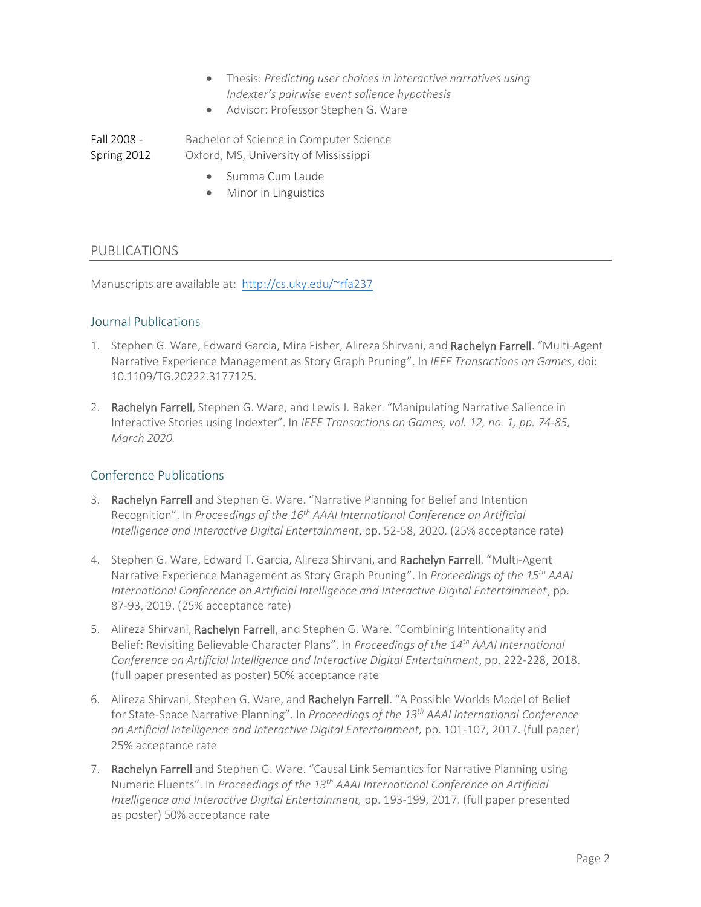- Thesis: *Predicting user choices in interactive narratives using Indexter's pairwise event salience hypothesis*
- Advisor: Professor Stephen G. Ware

Fall 2008 - Spring 2012 — Bachelor of Science in Computer Science
Oxford, MS, University of Mississippi

- Summa Cum Laude
- Minor in Linguistics

## PUBLICATIONS

Manuscripts are available at: [http://cs.uky.edu/~rfa237](http://cs.uky.edu/~rfa237)

### Journal Publications

1. Stephen G. Ware, Edward Garcia, Mira Fisher, Alireza Shirvani, and **Rachelyn Farrell**. "Multi-Agent Narrative Experience Management as Story Graph Pruning". In *IEEE Transactions on Games*, doi: 10.1109/TG.20222.3177125.

2. **Rachelyn Farrell**, Stephen G. Ware, and Lewis J. Baker. "Manipulating Narrative Salience in Interactive Stories using Indexter". In *IEEE Transactions on Games, vol. 12, no. 1, pp. 74-85, March 2020.*

### Conference Publications

3. **Rachelyn Farrell** and Stephen G. Ware. "Narrative Planning for Belief and Intention Recognition". In *Proceedings of the 16th AAAI International Conference on Artificial Intelligence and Interactive Digital Entertainment*, pp. 52-58, 2020. (25% acceptance rate)

4. Stephen G. Ware, Edward T. Garcia, Alireza Shirvani, and **Rachelyn Farrell**. "Multi-Agent Narrative Experience Management as Story Graph Pruning". In *Proceedings of the 15th AAAI International Conference on Artificial Intelligence and Interactive Digital Entertainment*, pp. 87-93, 2019. (25% acceptance rate)

5. Alireza Shirvani, **Rachelyn Farrell**, and Stephen G. Ware. "Combining Intentionality and Belief: Revisiting Believable Character Plans". In *Proceedings of the 14th AAAI International Conference on Artificial Intelligence and Interactive Digital Entertainment*, pp. 222-228, 2018. (full paper presented as poster) 50% acceptance rate

6. Alireza Shirvani, Stephen G. Ware, and **Rachelyn Farrell**. "A Possible Worlds Model of Belief for State-Space Narrative Planning". In *Proceedings of the 13th AAAI International Conference on Artificial Intelligence and Interactive Digital Entertainment,* pp. 101-107, 2017. (full paper) 25% acceptance rate

7. **Rachelyn Farrell** and Stephen G. Ware. "Causal Link Semantics for Narrative Planning using Numeric Fluents". In *Proceedings of the 13th AAAI International Conference on Artificial Intelligence and Interactive Digital Entertainment,* pp. 193-199, 2017. (full paper presented as poster) 50% acceptance rate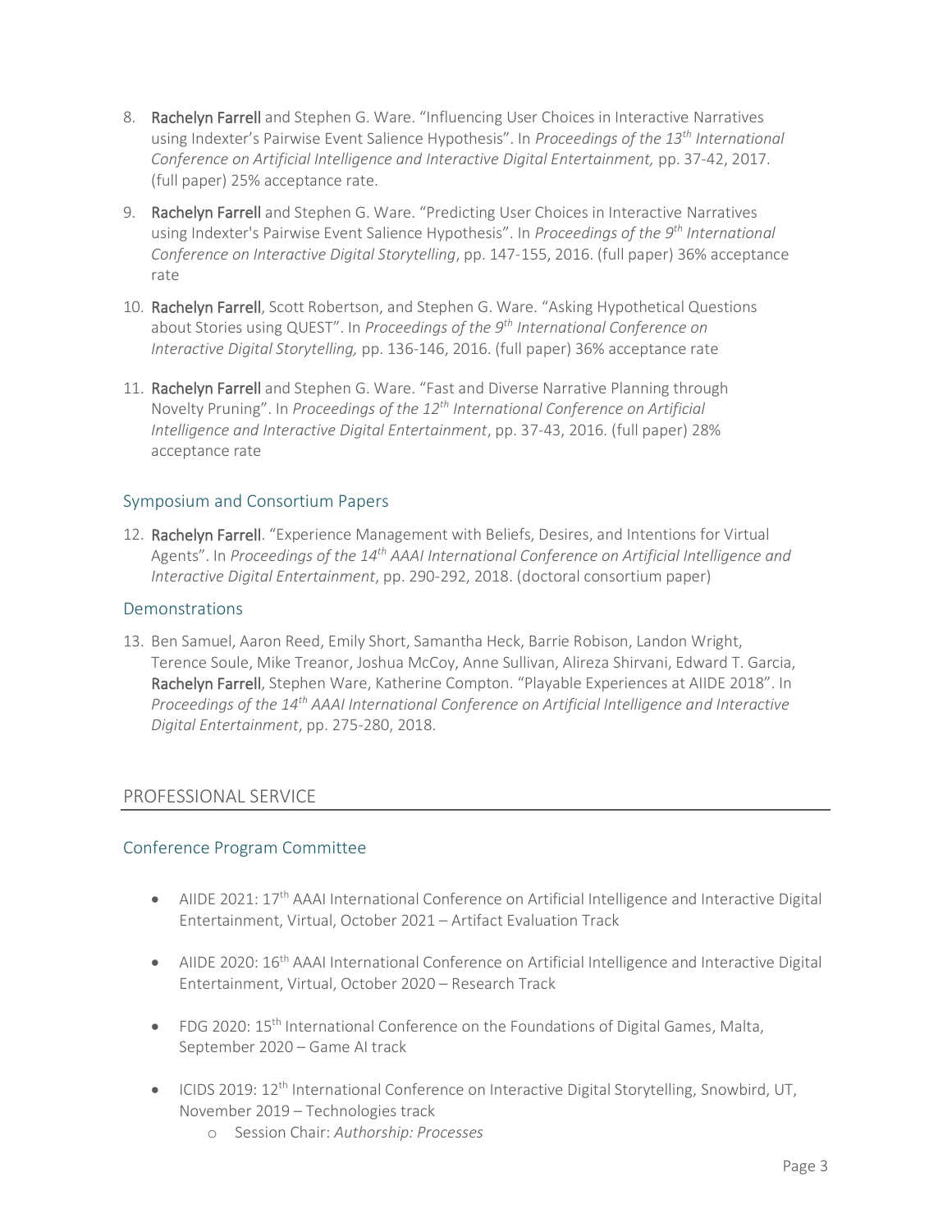8. **Rachelyn Farrell** and Stephen G. Ware. "Influencing User Choices in Interactive Narratives using Indexter's Pairwise Event Salience Hypothesis". In *Proceedings of the 13th International Conference on Artificial Intelligence and Interactive Digital Entertainment,* pp. 37-42, 2017. (full paper) 25% acceptance rate.

9. **Rachelyn Farrell** and Stephen G. Ware. "Predicting User Choices in Interactive Narratives using Indexter's Pairwise Event Salience Hypothesis". In *Proceedings of the 9th International Conference on Interactive Digital Storytelling*, pp. 147-155, 2016. (full paper) 36% acceptance rate

10. **Rachelyn Farrell**, Scott Robertson, and Stephen G. Ware. "Asking Hypothetical Questions about Stories using QUEST". In *Proceedings of the 9th International Conference on Interactive Digital Storytelling,* pp. 136-146, 2016. (full paper) 36% acceptance rate

11. **Rachelyn Farrell** and Stephen G. Ware. "Fast and Diverse Narrative Planning through Novelty Pruning". In *Proceedings of the 12th International Conference on Artificial Intelligence and Interactive Digital Entertainment*, pp. 37-43, 2016. (full paper) 28% acceptance rate

### Symposium and Consortium Papers

12. **Rachelyn Farrell**. "Experience Management with Beliefs, Desires, and Intentions for Virtual Agents". In *Proceedings of the 14th AAAI International Conference on Artificial Intelligence and Interactive Digital Entertainment*, pp. 290-292, 2018. (doctoral consortium paper)

### Demonstrations

13. Ben Samuel, Aaron Reed, Emily Short, Samantha Heck, Barrie Robison, Landon Wright, Terence Soule, Mike Treanor, Joshua McCoy, Anne Sullivan, Alireza Shirvani, Edward T. Garcia, **Rachelyn Farrell**, Stephen Ware, Katherine Compton. "Playable Experiences at AIIDE 2018". In *Proceedings of the 14th AAAI International Conference on Artificial Intelligence and Interactive Digital Entertainment*, pp. 275-280, 2018.

## PROFESSIONAL SERVICE

### Conference Program Committee

- AIIDE 2021: 17th AAAI International Conference on Artificial Intelligence and Interactive Digital Entertainment, Virtual, October 2021 – Artifact Evaluation Track

- AIIDE 2020: 16th AAAI International Conference on Artificial Intelligence and Interactive Digital Entertainment, Virtual, October 2020 – Research Track

- FDG 2020: 15th International Conference on the Foundations of Digital Games, Malta, September 2020 – Game AI track

- ICIDS 2019: 12th International Conference on Interactive Digital Storytelling, Snowbird, UT, November 2019 – Technologies track
  - Session Chair: *Authorship: Processes*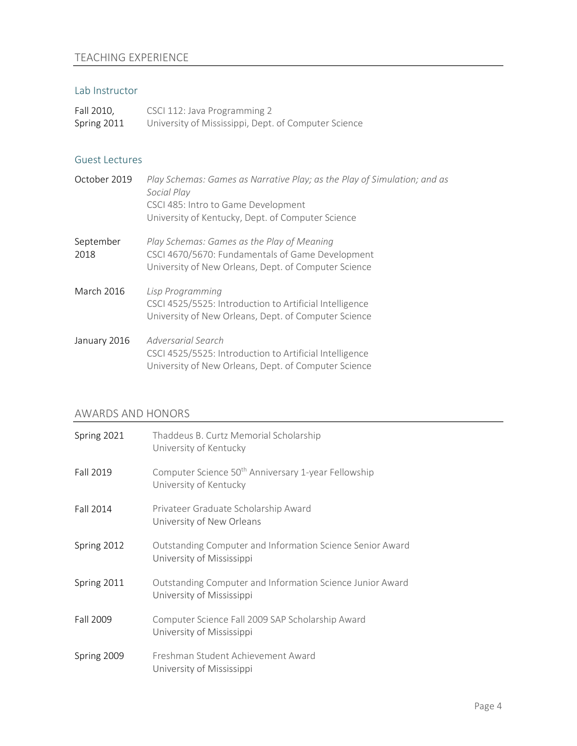## TEACHING EXPERIENCE

### Lab Instructor

Fall 2010, Spring 2011 — CSCI 112: Java Programming 2
University of Mississippi, Dept. of Computer Science

### Guest Lectures

October 2019 — *Play Schemas: Games as Narrative Play; as the Play of Simulation; and as Social Play*
CSCI 485: Intro to Game Development
University of Kentucky, Dept. of Computer Science

September 2018 — *Play Schemas: Games as the Play of Meaning*
CSCI 4670/5670: Fundamentals of Game Development
University of New Orleans, Dept. of Computer Science

March 2016 — *Lisp Programming*
CSCI 4525/5525: Introduction to Artificial Intelligence
University of New Orleans, Dept. of Computer Science

January 2016 — *Adversarial Search*
CSCI 4525/5525: Introduction to Artificial Intelligence
University of New Orleans, Dept. of Computer Science

## AWARDS AND HONORS

Spring 2021 — Thaddeus B. Curtz Memorial Scholarship
University of Kentucky

Fall 2019 — Computer Science 50th Anniversary 1-year Fellowship
University of Kentucky

Fall 2014 — Privateer Graduate Scholarship Award
University of New Orleans

Spring 2012 — Outstanding Computer and Information Science Senior Award
University of Mississippi

Spring 2011 — Outstanding Computer and Information Science Junior Award
University of Mississippi

Fall 2009 — Computer Science Fall 2009 SAP Scholarship Award
University of Mississippi

Spring 2009 — Freshman Student Achievement Award
University of Mississippi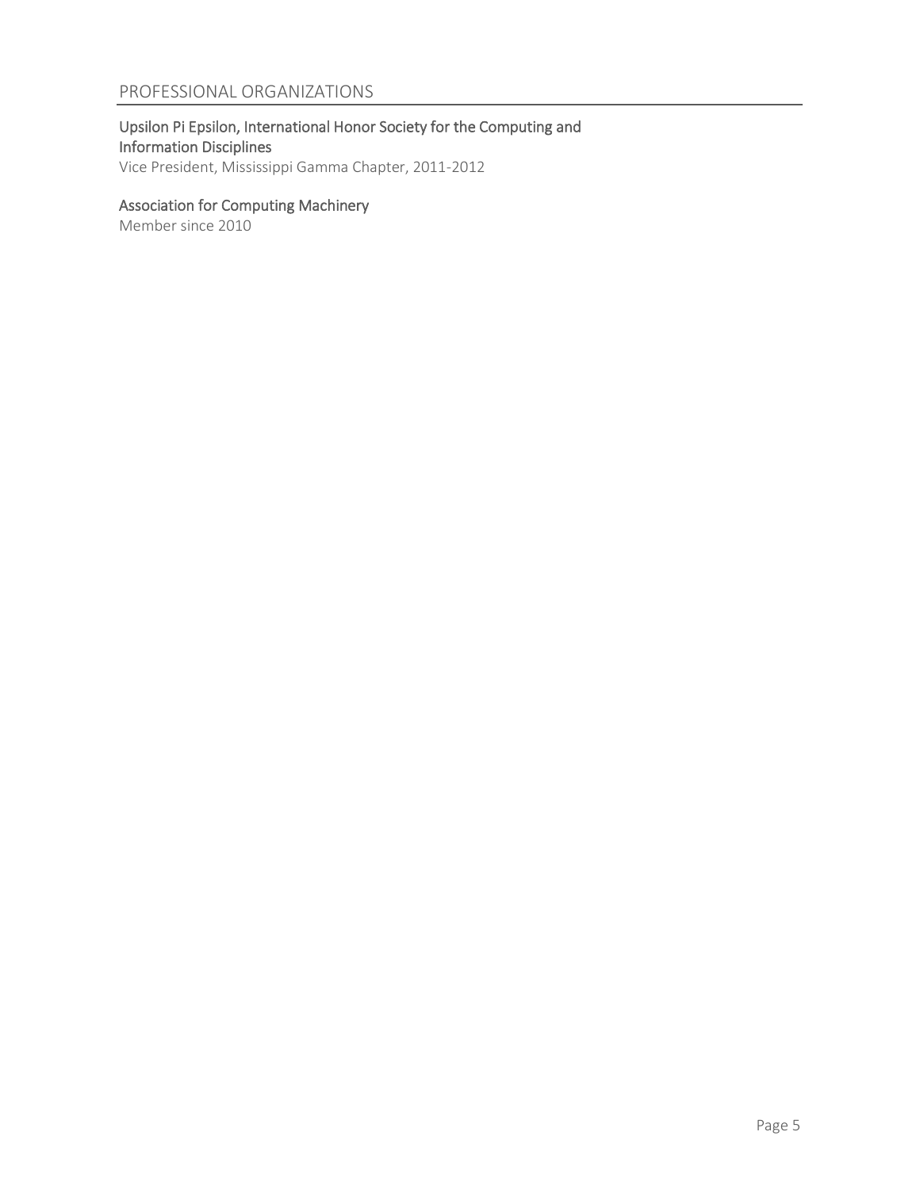## PROFESSIONAL ORGANIZATIONS

### Upsilon Pi Epsilon, International Honor Society for the Computing and Information Disciplines

Vice President, Mississippi Gamma Chapter, 2011-2012

### Association for Computing Machinery

Member since 2010